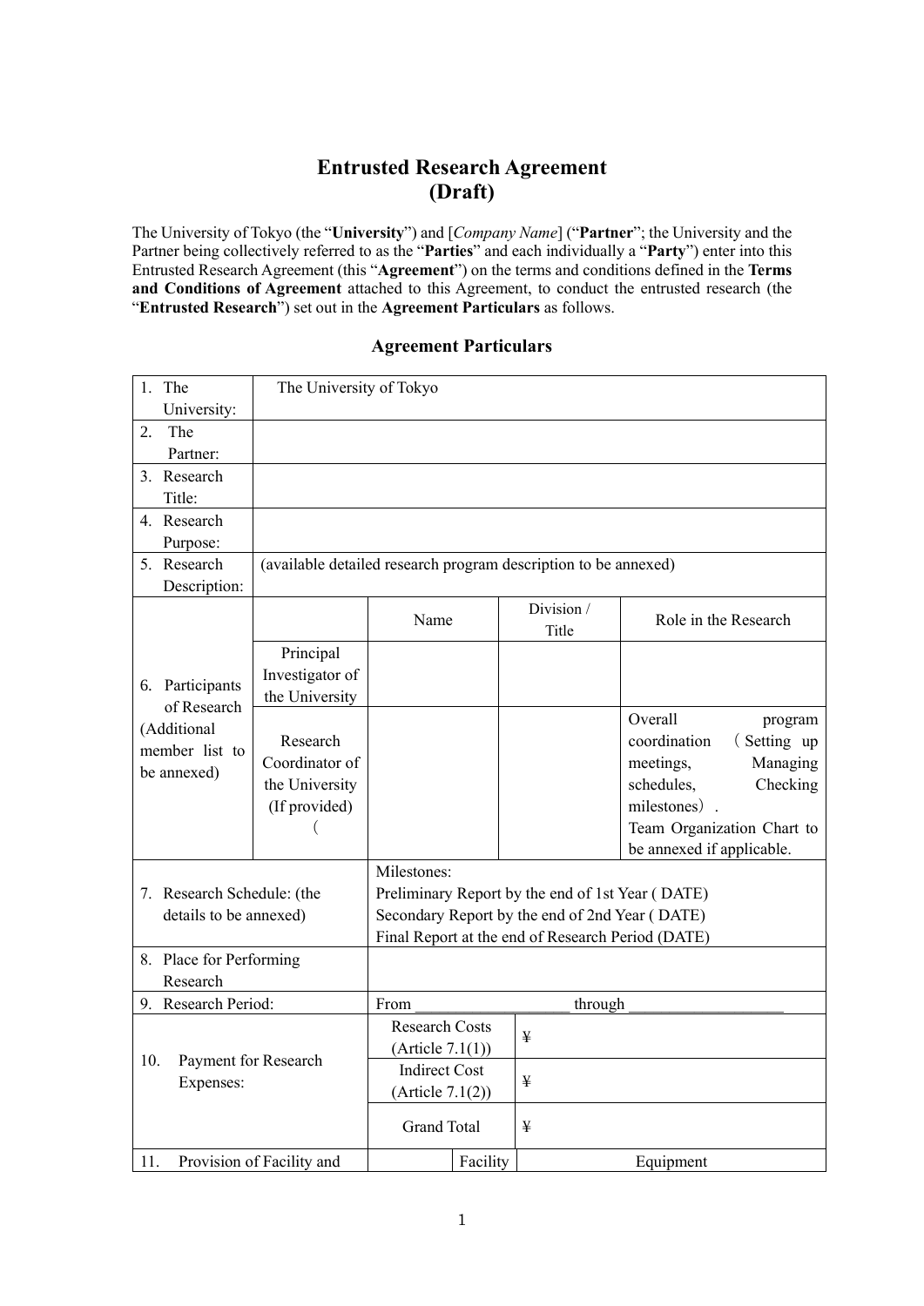# Entrusted Research Agreement
# (Draft)

The University of Tokyo (the "**University**") and [*Company Name*] ("**Partner**"; the University and the Partner being collectively referred to as the "**Parties**" and each individually a "**Party**") enter into this Entrusted Research Agreement (this "**Agreement**") on the terms and conditions defined in the **Terms and Conditions of Agreement** attached to this Agreement, to conduct the entrusted research (the "**Entrusted Research**") set out in the **Agreement Particulars** as follows.

## Agreement Particulars

| | | | | |
|---|---|---|---|---|
| 1. The University: | The University of Tokyo | | | |
| 2. The Partner: | | | | |
| 3. Research Title: | | | | |
| 4. Research Purpose: | | | | |
| 5. Research Description: | (available detailed research program description to be annexed) | | | |
| 6. Participants of Research (Additional member list to be annexed) | | Name | Division / Title | Role in the Research |
| | Principal Investigator of the University | | | |
| | Research Coordinator of the University (If provided) （ | | | Overall program coordination （Setting up meetings, Managing schedules, Checking milestones）. Team Organization Chart to be annexed if applicable. |
| 7. Research Schedule: (the details to be annexed) | | Milestones: Preliminary Report by the end of 1st Year ( DATE) Secondary Report by the end of 2nd Year ( DATE) Final Report at the end of Research Period (DATE) | | |
| 8. Place for Performing Research | | | | |
| 9. Research Period: | | From ___________________ through ___________________ | | |
| 10. Payment for Research Expenses: | | Research Costs (Article 7.1(1)) | ¥ | |
| | | Indirect Cost (Article 7.1(2)) | ¥ | |
| | | Grand Total | ¥ | |
| 11. Provision of Facility and | | | Facility | Equipment |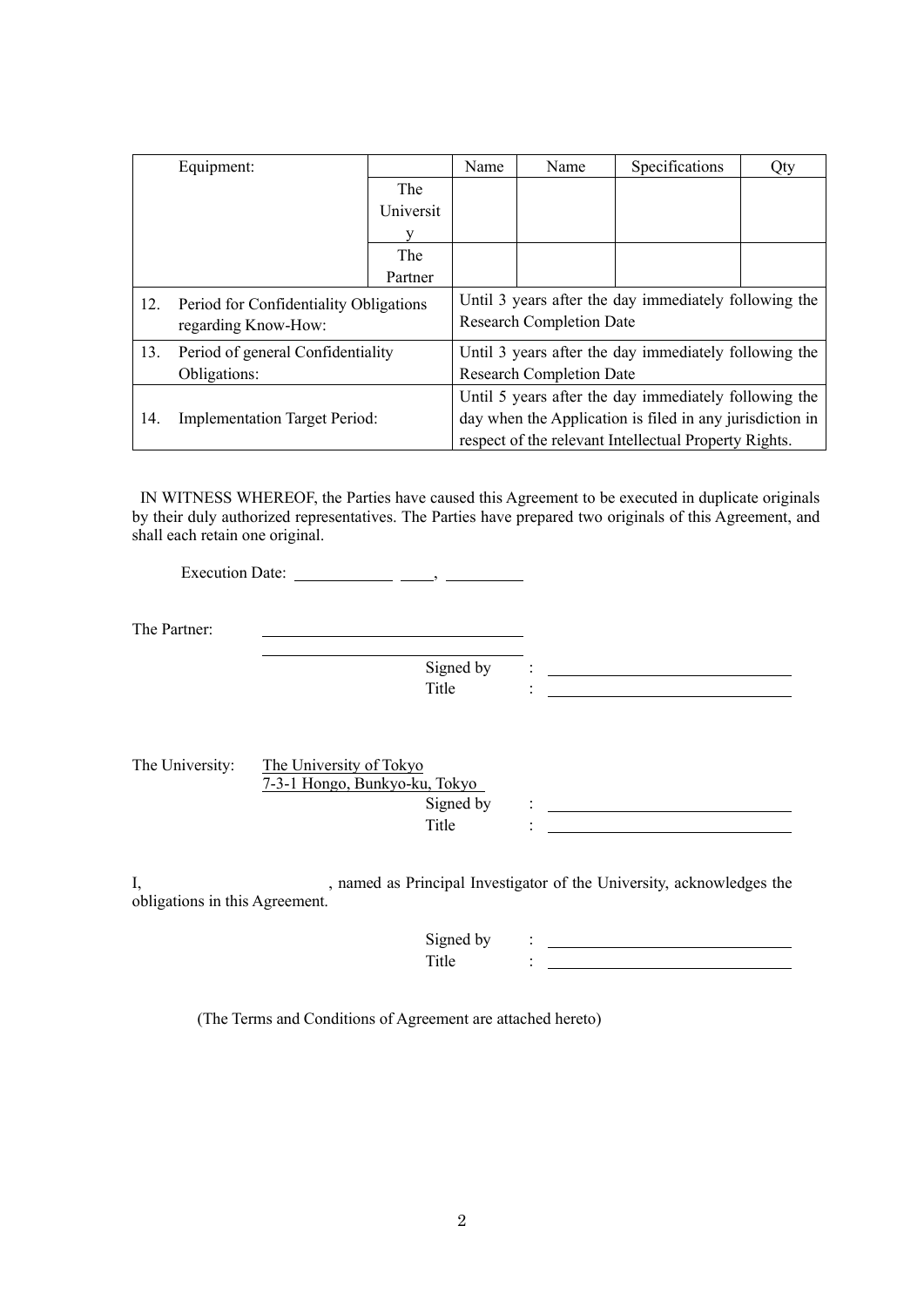| | Equipment: | | Name | Name | Specifications | Qty |
|---|---|---|---|---|---|---|
| | | The University | | | | |
| | | The Partner | | | | |
| 12. | Period for Confidentiality Obligations regarding Know-How: | | Until 3 years after the day immediately following the Research Completion Date | | | |
| 13. | Period of general Confidentiality Obligations: | | Until 3 years after the day immediately following the Research Completion Date | | | |
| 14. | Implementation Target Period: | | Until 5 years after the day immediately following the day when the Application is filed in any jurisdiction in respect of the relevant Intellectual Property Rights. | | | |

IN WITNESS WHEREOF, the Parties have caused this Agreement to be executed in duplicate originals by their duly authorized representatives. The Parties have prepared two originals of this Agreement, and shall each retain one original.

Execution Date: ____________ ____, __________

The Partner: ________________________________

________________________________

Signed by : ______________________________

Title : ______________________________

The University: The University of Tokyo
7-3-1 Hongo, Bunkyo-ku, Tokyo

Signed by : ______________________________

Title : ______________________________

I, ____________________, named as Principal Investigator of the University, acknowledges the obligations in this Agreement.

Signed by : ______________________________

Title : ______________________________

(The Terms and Conditions of Agreement are attached hereto)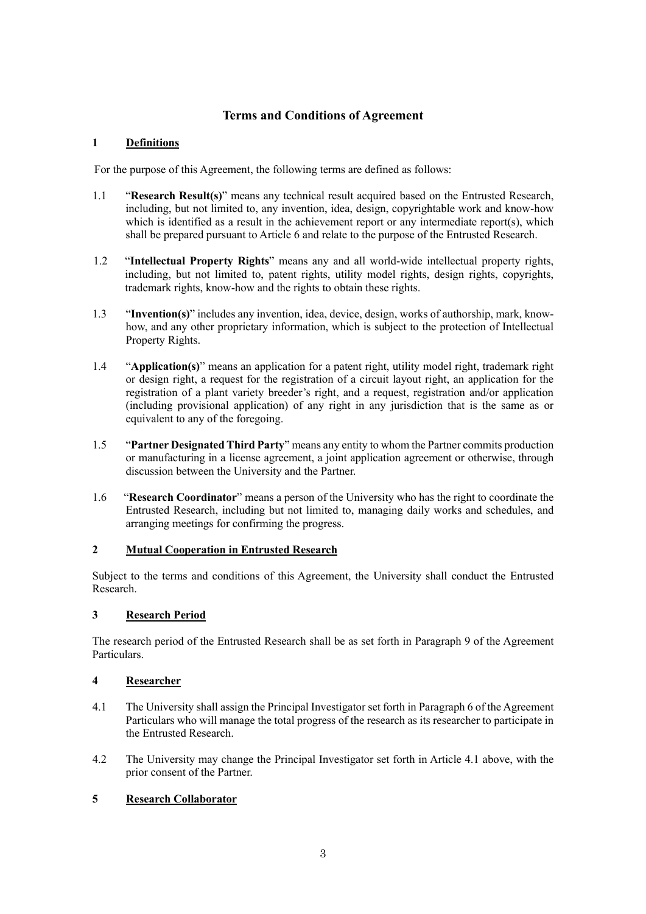# Terms and Conditions of Agreement

## 1 Definitions

For the purpose of this Agreement, the following terms are defined as follows:

1.1 "**Research Result(s)**" means any technical result acquired based on the Entrusted Research, including, but not limited to, any invention, idea, design, copyrightable work and know-how which is identified as a result in the achievement report or any intermediate report(s), which shall be prepared pursuant to Article 6 and relate to the purpose of the Entrusted Research.

1.2 "**Intellectual Property Rights**" means any and all world-wide intellectual property rights, including, but not limited to, patent rights, utility model rights, design rights, copyrights, trademark rights, know-how and the rights to obtain these rights.

1.3 "**Invention(s)**" includes any invention, idea, device, design, works of authorship, mark, know-how, and any other proprietary information, which is subject to the protection of Intellectual Property Rights.

1.4 "**Application(s)**" means an application for a patent right, utility model right, trademark right or design right, a request for the registration of a circuit layout right, an application for the registration of a plant variety breeder's right, and a request, registration and/or application (including provisional application) of any right in any jurisdiction that is the same as or equivalent to any of the foregoing.

1.5 "**Partner Designated Third Party**" means any entity to whom the Partner commits production or manufacturing in a license agreement, a joint application agreement or otherwise, through discussion between the University and the Partner.

1.6 "**Research Coordinator**" means a person of the University who has the right to coordinate the Entrusted Research, including but not limited to, managing daily works and schedules, and arranging meetings for confirming the progress.

## 2 Mutual Cooperation in Entrusted Research

Subject to the terms and conditions of this Agreement, the University shall conduct the Entrusted Research.

## 3 Research Period

The research period of the Entrusted Research shall be as set forth in Paragraph 9 of the Agreement Particulars.

## 4 Researcher

4.1 The University shall assign the Principal Investigator set forth in Paragraph 6 of the Agreement Particulars who will manage the total progress of the research as its researcher to participate in the Entrusted Research.

4.2 The University may change the Principal Investigator set forth in Article 4.1 above, with the prior consent of the Partner.

## 5 Research Collaborator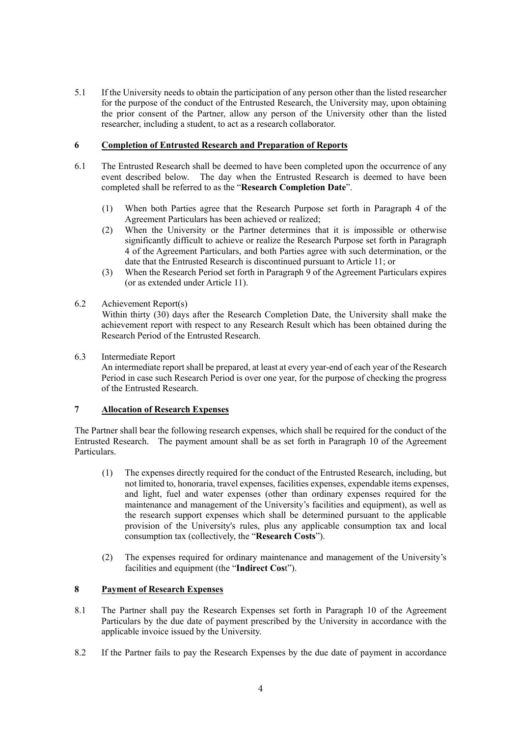5.1 If the University needs to obtain the participation of any person other than the listed researcher for the purpose of the conduct of the Entrusted Research, the University may, upon obtaining the prior consent of the Partner, allow any person of the University other than the listed researcher, including a student, to act as a research collaborator.

## 6 Completion of Entrusted Research and Preparation of Reports

6.1 The Entrusted Research shall be deemed to have been completed upon the occurrence of any event described below. The day when the Entrusted Research is deemed to have been completed shall be referred to as the "**Research Completion Date**".

(1) When both Parties agree that the Research Purpose set forth in Paragraph 4 of the Agreement Particulars has been achieved or realized;

(2) When the University or the Partner determines that it is impossible or otherwise significantly difficult to achieve or realize the Research Purpose set forth in Paragraph 4 of the Agreement Particulars, and both Parties agree with such determination, or the date that the Entrusted Research is discontinued pursuant to Article 11; or

(3) When the Research Period set forth in Paragraph 9 of the Agreement Particulars expires (or as extended under Article 11).

6.2 Achievement Report(s)

Within thirty (30) days after the Research Completion Date, the University shall make the achievement report with respect to any Research Result which has been obtained during the Research Period of the Entrusted Research.

6.3 Intermediate Report

An intermediate report shall be prepared, at least at every year-end of each year of the Research Period in case such Research Period is over one year, for the purpose of checking the progress of the Entrusted Research.

## 7 Allocation of Research Expenses

The Partner shall bear the following research expenses, which shall be required for the conduct of the Entrusted Research. The payment amount shall be as set forth in Paragraph 10 of the Agreement Particulars.

(1) The expenses directly required for the conduct of the Entrusted Research, including, but not limited to, honoraria, travel expenses, facilities expenses, expendable items expenses, and light, fuel and water expenses (other than ordinary expenses required for the maintenance and management of the University's facilities and equipment), as well as the research support expenses which shall be determined pursuant to the applicable provision of the University's rules, plus any applicable consumption tax and local consumption tax (collectively, the "**Research Costs**").

(2) The expenses required for ordinary maintenance and management of the University's facilities and equipment (the "**Indirect Cos**t").

## 8 Payment of Research Expenses

8.1 The Partner shall pay the Research Expenses set forth in Paragraph 10 of the Agreement Particulars by the due date of payment prescribed by the University in accordance with the applicable invoice issued by the University.

8.2 If the Partner fails to pay the Research Expenses by the due date of payment in accordance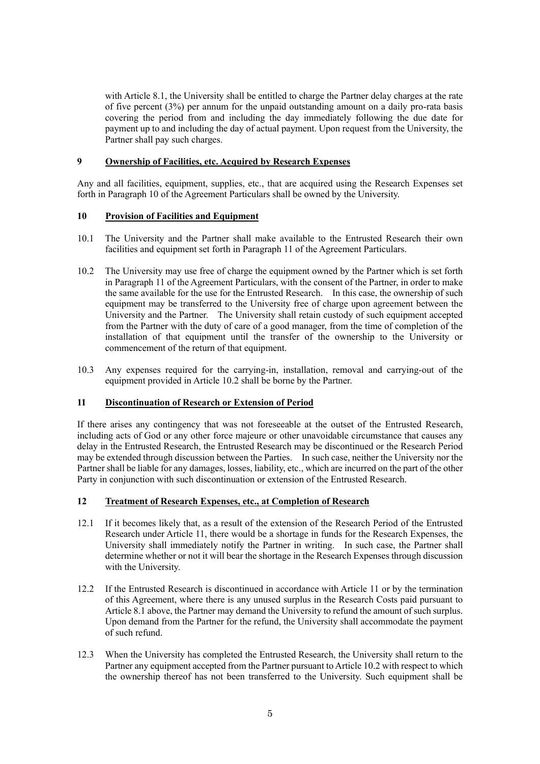with Article 8.1, the University shall be entitled to charge the Partner delay charges at the rate of five percent (3%) per annum for the unpaid outstanding amount on a daily pro-rata basis covering the period from and including the day immediately following the due date for payment up to and including the day of actual payment. Upon request from the University, the Partner shall pay such charges.

## 9 Ownership of Facilities, etc. Acquired by Research Expenses

Any and all facilities, equipment, supplies, etc., that are acquired using the Research Expenses set forth in Paragraph 10 of the Agreement Particulars shall be owned by the University.

## 10 Provision of Facilities and Equipment

10.1 The University and the Partner shall make available to the Entrusted Research their own facilities and equipment set forth in Paragraph 11 of the Agreement Particulars.

10.2 The University may use free of charge the equipment owned by the Partner which is set forth in Paragraph 11 of the Agreement Particulars, with the consent of the Partner, in order to make the same available for the use for the Entrusted Research. In this case, the ownership of such equipment may be transferred to the University free of charge upon agreement between the University and the Partner. The University shall retain custody of such equipment accepted from the Partner with the duty of care of a good manager, from the time of completion of the installation of that equipment until the transfer of the ownership to the University or commencement of the return of that equipment.

10.3 Any expenses required for the carrying-in, installation, removal and carrying-out of the equipment provided in Article 10.2 shall be borne by the Partner.

## 11 Discontinuation of Research or Extension of Period

If there arises any contingency that was not foreseeable at the outset of the Entrusted Research, including acts of God or any other force majeure or other unavoidable circumstance that causes any delay in the Entrusted Research, the Entrusted Research may be discontinued or the Research Period may be extended through discussion between the Parties. In such case, neither the University nor the Partner shall be liable for any damages, losses, liability, etc., which are incurred on the part of the other Party in conjunction with such discontinuation or extension of the Entrusted Research.

## 12 Treatment of Research Expenses, etc., at Completion of Research

12.1 If it becomes likely that, as a result of the extension of the Research Period of the Entrusted Research under Article 11, there would be a shortage in funds for the Research Expenses, the University shall immediately notify the Partner in writing. In such case, the Partner shall determine whether or not it will bear the shortage in the Research Expenses through discussion with the University.

12.2 If the Entrusted Research is discontinued in accordance with Article 11 or by the termination of this Agreement, where there is any unused surplus in the Research Costs paid pursuant to Article 8.1 above, the Partner may demand the University to refund the amount of such surplus. Upon demand from the Partner for the refund, the University shall accommodate the payment of such refund.

12.3 When the University has completed the Entrusted Research, the University shall return to the Partner any equipment accepted from the Partner pursuant to Article 10.2 with respect to which the ownership thereof has not been transferred to the University. Such equipment shall be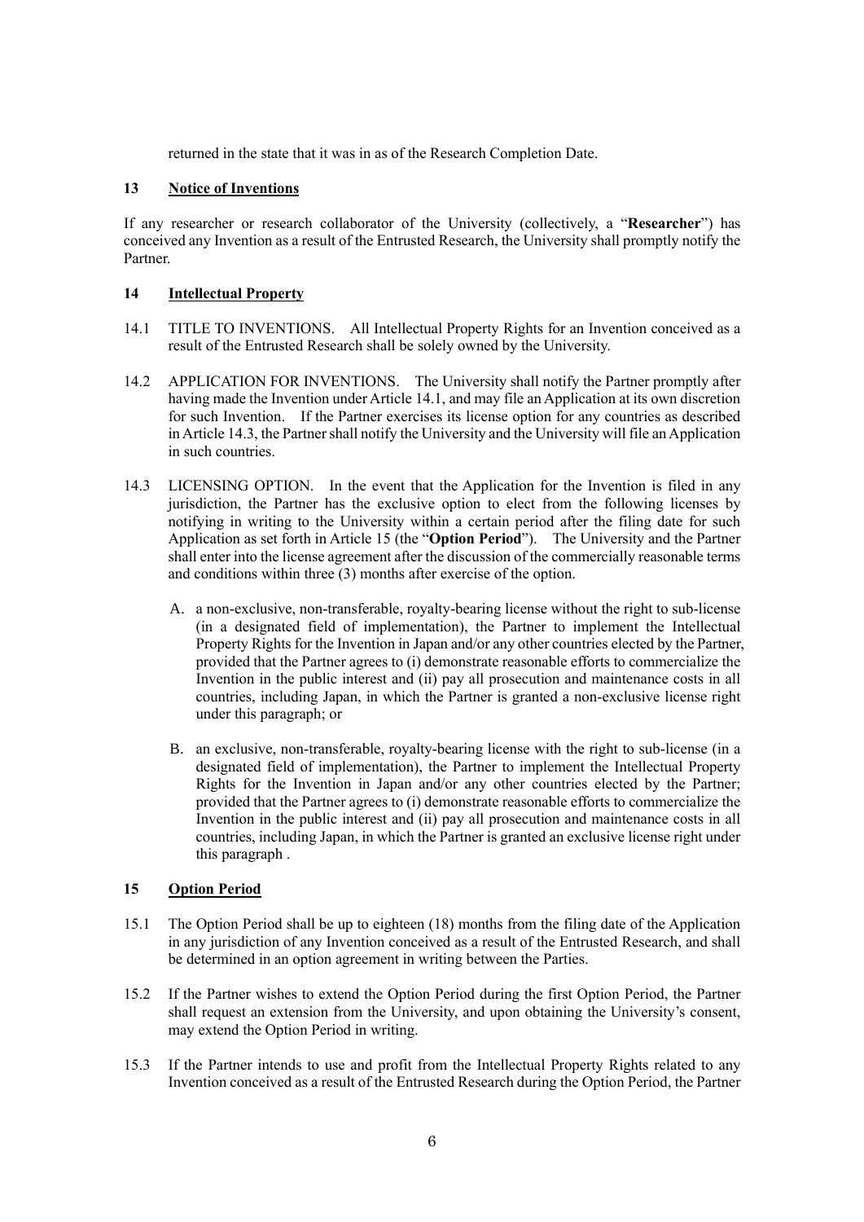returned in the state that it was in as of the Research Completion Date.

## 13 Notice of Inventions

If any researcher or research collaborator of the University (collectively, a "**Researcher**") has conceived any Invention as a result of the Entrusted Research, the University shall promptly notify the Partner.

## 14 Intellectual Property

14.1 TITLE TO INVENTIONS. All Intellectual Property Rights for an Invention conceived as a result of the Entrusted Research shall be solely owned by the University.

14.2 APPLICATION FOR INVENTIONS. The University shall notify the Partner promptly after having made the Invention under Article 14.1, and may file an Application at its own discretion for such Invention. If the Partner exercises its license option for any countries as described in Article 14.3, the Partner shall notify the University and the University will file an Application in such countries.

14.3 LICENSING OPTION. In the event that the Application for the Invention is filed in any jurisdiction, the Partner has the exclusive option to elect from the following licenses by notifying in writing to the University within a certain period after the filing date for such Application as set forth in Article 15 (the "**Option Period**"). The University and the Partner shall enter into the license agreement after the discussion of the commercially reasonable terms and conditions within three (3) months after exercise of the option.

A. a non-exclusive, non-transferable, royalty-bearing license without the right to sub-license (in a designated field of implementation), the Partner to implement the Intellectual Property Rights for the Invention in Japan and/or any other countries elected by the Partner, provided that the Partner agrees to (i) demonstrate reasonable efforts to commercialize the Invention in the public interest and (ii) pay all prosecution and maintenance costs in all countries, including Japan, in which the Partner is granted a non-exclusive license right under this paragraph; or

B. an exclusive, non-transferable, royalty-bearing license with the right to sub-license (in a designated field of implementation), the Partner to implement the Intellectual Property Rights for the Invention in Japan and/or any other countries elected by the Partner; provided that the Partner agrees to (i) demonstrate reasonable efforts to commercialize the Invention in the public interest and (ii) pay all prosecution and maintenance costs in all countries, including Japan, in which the Partner is granted an exclusive license right under this paragraph .

## 15 Option Period

15.1 The Option Period shall be up to eighteen (18) months from the filing date of the Application in any jurisdiction of any Invention conceived as a result of the Entrusted Research, and shall be determined in an option agreement in writing between the Parties.

15.2 If the Partner wishes to extend the Option Period during the first Option Period, the Partner shall request an extension from the University, and upon obtaining the University's consent, may extend the Option Period in writing.

15.3 If the Partner intends to use and profit from the Intellectual Property Rights related to any Invention conceived as a result of the Entrusted Research during the Option Period, the Partner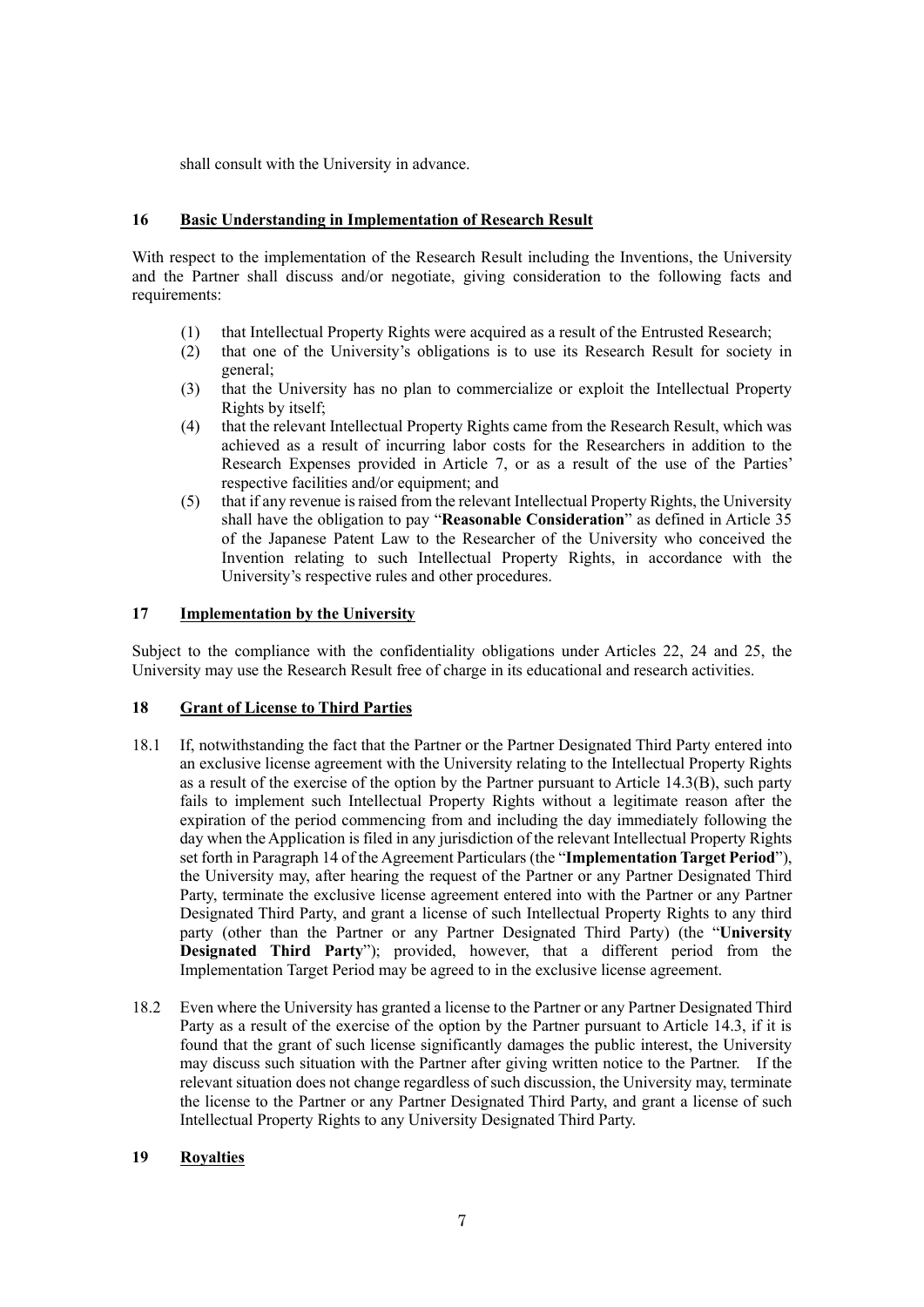shall consult with the University in advance.

## 16 Basic Understanding in Implementation of Research Result

With respect to the implementation of the Research Result including the Inventions, the University and the Partner shall discuss and/or negotiate, giving consideration to the following facts and requirements:

(1) that Intellectual Property Rights were acquired as a result of the Entrusted Research;
(2) that one of the University's obligations is to use its Research Result for society in general;
(3) that the University has no plan to commercialize or exploit the Intellectual Property Rights by itself;
(4) that the relevant Intellectual Property Rights came from the Research Result, which was achieved as a result of incurring labor costs for the Researchers in addition to the Research Expenses provided in Article 7, or as a result of the use of the Parties' respective facilities and/or equipment; and
(5) that if any revenue is raised from the relevant Intellectual Property Rights, the University shall have the obligation to pay "**Reasonable Consideration**" as defined in Article 35 of the Japanese Patent Law to the Researcher of the University who conceived the Invention relating to such Intellectual Property Rights, in accordance with the University's respective rules and other procedures.

## 17 Implementation by the University

Subject to the compliance with the confidentiality obligations under Articles 22, 24 and 25, the University may use the Research Result free of charge in its educational and research activities.

## 18 Grant of License to Third Parties

18.1 If, notwithstanding the fact that the Partner or the Partner Designated Third Party entered into an exclusive license agreement with the University relating to the Intellectual Property Rights as a result of the exercise of the option by the Partner pursuant to Article 14.3(B), such party fails to implement such Intellectual Property Rights without a legitimate reason after the expiration of the period commencing from and including the day immediately following the day when the Application is filed in any jurisdiction of the relevant Intellectual Property Rights set forth in Paragraph 14 of the Agreement Particulars (the "**Implementation Target Period**"), the University may, after hearing the request of the Partner or any Partner Designated Third Party, terminate the exclusive license agreement entered into with the Partner or any Partner Designated Third Party, and grant a license of such Intellectual Property Rights to any third party (other than the Partner or any Partner Designated Third Party) (the "**University Designated Third Party**"); provided, however, that a different period from the Implementation Target Period may be agreed to in the exclusive license agreement.

18.2 Even where the University has granted a license to the Partner or any Partner Designated Third Party as a result of the exercise of the option by the Partner pursuant to Article 14.3, if it is found that the grant of such license significantly damages the public interest, the University may discuss such situation with the Partner after giving written notice to the Partner. If the relevant situation does not change regardless of such discussion, the University may, terminate the license to the Partner or any Partner Designated Third Party, and grant a license of such Intellectual Property Rights to any University Designated Third Party.

## 19 Royalties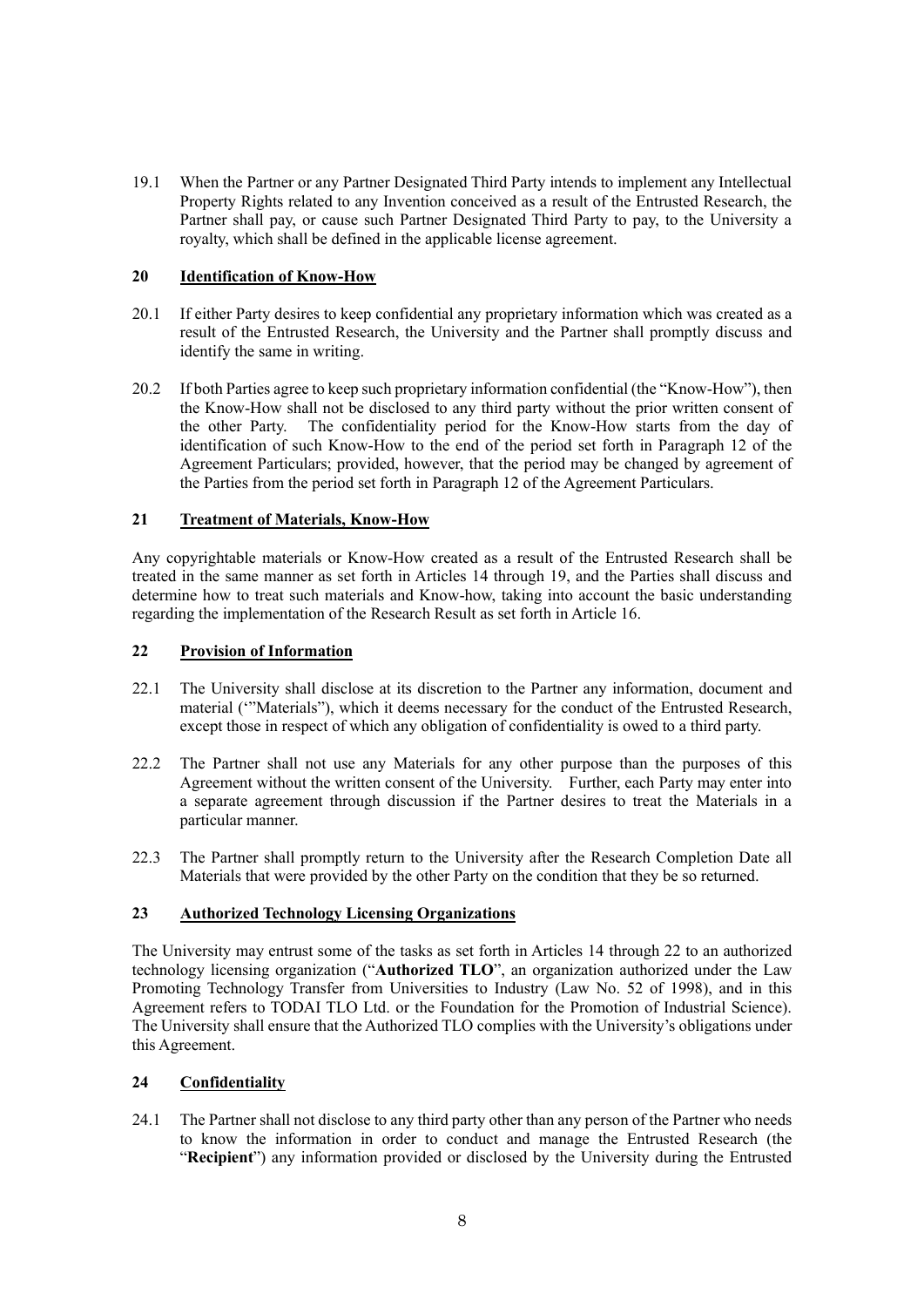19.1 When the Partner or any Partner Designated Third Party intends to implement any Intellectual Property Rights related to any Invention conceived as a result of the Entrusted Research, the Partner shall pay, or cause such Partner Designated Third Party to pay, to the University a royalty, which shall be defined in the applicable license agreement.

## 20 Identification of Know-How

20.1 If either Party desires to keep confidential any proprietary information which was created as a result of the Entrusted Research, the University and the Partner shall promptly discuss and identify the same in writing.

20.2 If both Parties agree to keep such proprietary information confidential (the "Know-How"), then the Know-How shall not be disclosed to any third party without the prior written consent of the other Party. The confidentiality period for the Know-How starts from the day of identification of such Know-How to the end of the period set forth in Paragraph 12 of the Agreement Particulars; provided, however, that the period may be changed by agreement of the Parties from the period set forth in Paragraph 12 of the Agreement Particulars.

## 21 Treatment of Materials, Know-How

Any copyrightable materials or Know-How created as a result of the Entrusted Research shall be treated in the same manner as set forth in Articles 14 through 19, and the Parties shall discuss and determine how to treat such materials and Know-how, taking into account the basic understanding regarding the implementation of the Research Result as set forth in Article 16.

## 22 Provision of Information

22.1 The University shall disclose at its discretion to the Partner any information, document and material ('"Materials"), which it deems necessary for the conduct of the Entrusted Research, except those in respect of which any obligation of confidentiality is owed to a third party.

22.2 The Partner shall not use any Materials for any other purpose than the purposes of this Agreement without the written consent of the University. Further, each Party may enter into a separate agreement through discussion if the Partner desires to treat the Materials in a particular manner.

22.3 The Partner shall promptly return to the University after the Research Completion Date all Materials that were provided by the other Party on the condition that they be so returned.

## 23 Authorized Technology Licensing Organizations

The University may entrust some of the tasks as set forth in Articles 14 through 22 to an authorized technology licensing organization ("**Authorized TLO**", an organization authorized under the Law Promoting Technology Transfer from Universities to Industry (Law No. 52 of 1998), and in this Agreement refers to TODAI TLO Ltd. or the Foundation for the Promotion of Industrial Science). The University shall ensure that the Authorized TLO complies with the University's obligations under this Agreement.

## 24 Confidentiality

24.1 The Partner shall not disclose to any third party other than any person of the Partner who needs to know the information in order to conduct and manage the Entrusted Research (the "**Recipient**") any information provided or disclosed by the University during the Entrusted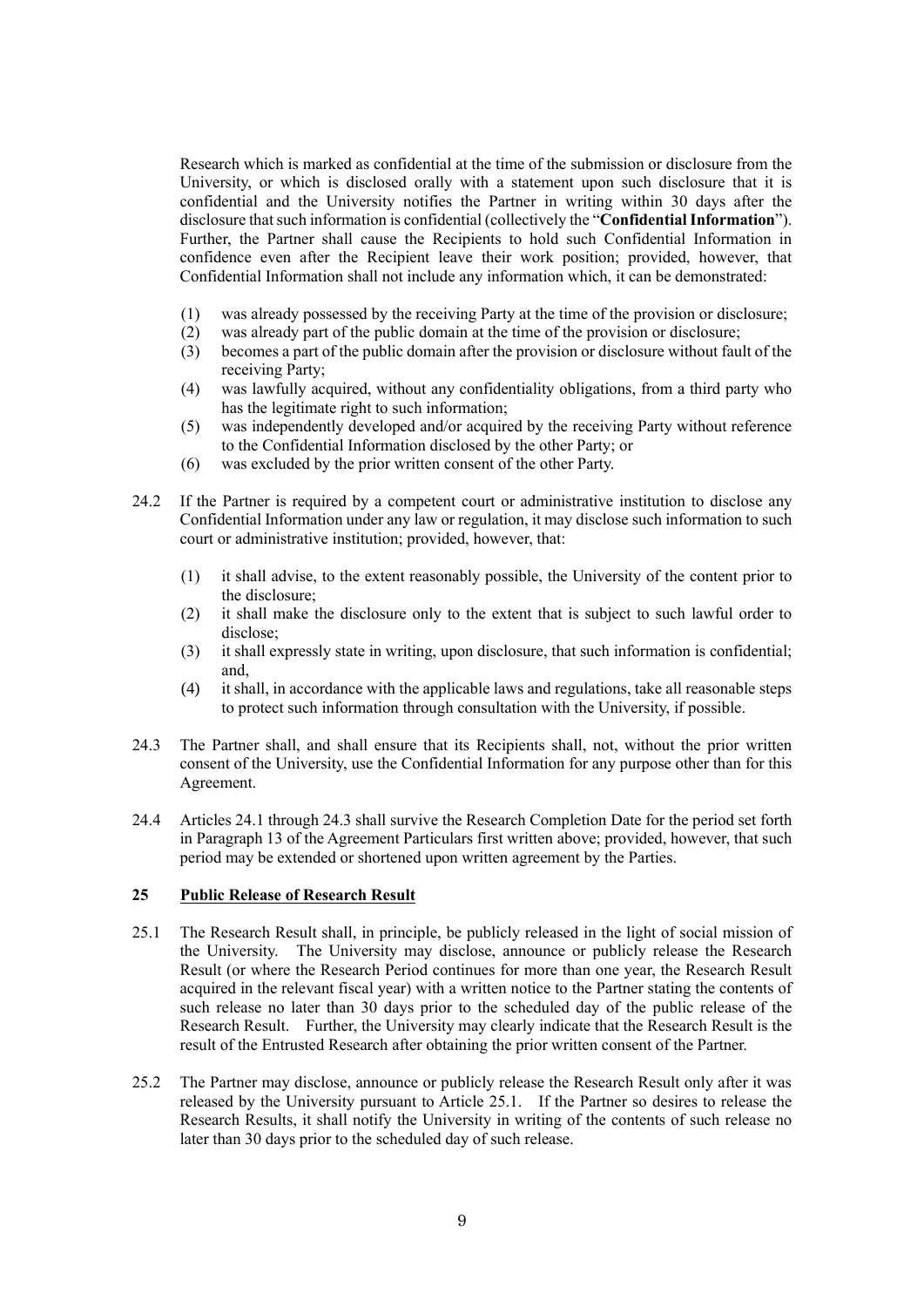Research which is marked as confidential at the time of the submission or disclosure from the University, or which is disclosed orally with a statement upon such disclosure that it is confidential and the University notifies the Partner in writing within 30 days after the disclosure that such information is confidential (collectively the "**Confidential Information**"). Further, the Partner shall cause the Recipients to hold such Confidential Information in confidence even after the Recipient leave their work position; provided, however, that Confidential Information shall not include any information which, it can be demonstrated:

(1) was already possessed by the receiving Party at the time of the provision or disclosure;
(2) was already part of the public domain at the time of the provision or disclosure;
(3) becomes a part of the public domain after the provision or disclosure without fault of the receiving Party;
(4) was lawfully acquired, without any confidentiality obligations, from a third party who has the legitimate right to such information;
(5) was independently developed and/or acquired by the receiving Party without reference to the Confidential Information disclosed by the other Party; or
(6) was excluded by the prior written consent of the other Party.

24.2 If the Partner is required by a competent court or administrative institution to disclose any Confidential Information under any law or regulation, it may disclose such information to such court or administrative institution; provided, however, that:

(1) it shall advise, to the extent reasonably possible, the University of the content prior to the disclosure;
(2) it shall make the disclosure only to the extent that is subject to such lawful order to disclose;
(3) it shall expressly state in writing, upon disclosure, that such information is confidential; and,
(4) it shall, in accordance with the applicable laws and regulations, take all reasonable steps to protect such information through consultation with the University, if possible.

24.3 The Partner shall, and shall ensure that its Recipients shall, not, without the prior written consent of the University, use the Confidential Information for any purpose other than for this Agreement.

24.4 Articles 24.1 through 24.3 shall survive the Research Completion Date for the period set forth in Paragraph 13 of the Agreement Particulars first written above; provided, however, that such period may be extended or shortened upon written agreement by the Parties.

## 25 Public Release of Research Result

25.1 The Research Result shall, in principle, be publicly released in the light of social mission of the University. The University may disclose, announce or publicly release the Research Result (or where the Research Period continues for more than one year, the Research Result acquired in the relevant fiscal year) with a written notice to the Partner stating the contents of such release no later than 30 days prior to the scheduled day of the public release of the Research Result. Further, the University may clearly indicate that the Research Result is the result of the Entrusted Research after obtaining the prior written consent of the Partner.

25.2 The Partner may disclose, announce or publicly release the Research Result only after it was released by the University pursuant to Article 25.1. If the Partner so desires to release the Research Results, it shall notify the University in writing of the contents of such release no later than 30 days prior to the scheduled day of such release.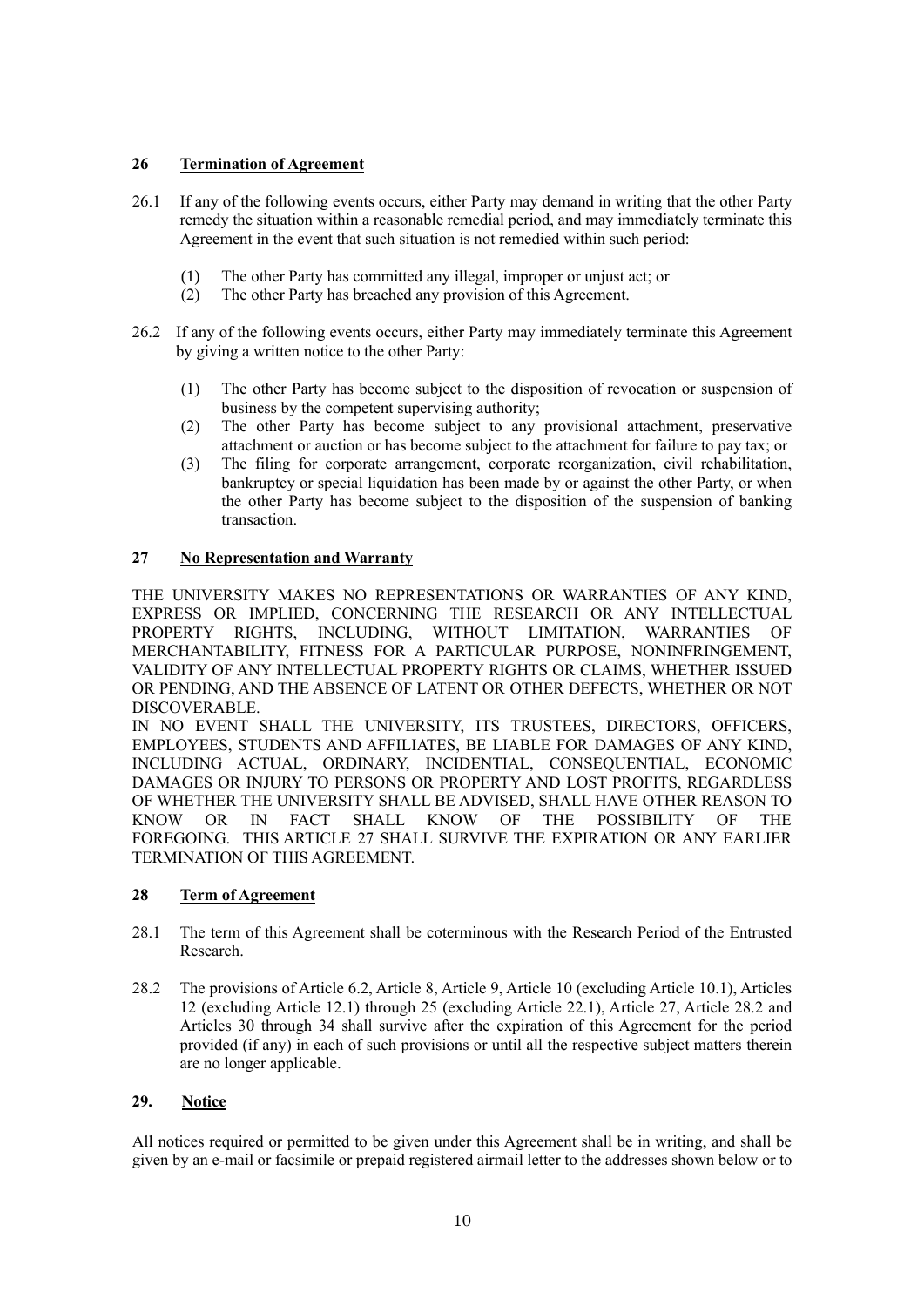## 26 Termination of Agreement

26.1 If any of the following events occurs, either Party may demand in writing that the other Party remedy the situation within a reasonable remedial period, and may immediately terminate this Agreement in the event that such situation is not remedied within such period:

(1) The other Party has committed any illegal, improper or unjust act; or
(2) The other Party has breached any provision of this Agreement.

26.2 If any of the following events occurs, either Party may immediately terminate this Agreement by giving a written notice to the other Party:

(1) The other Party has become subject to the disposition of revocation or suspension of business by the competent supervising authority;
(2) The other Party has become subject to any provisional attachment, preservative attachment or auction or has become subject to the attachment for failure to pay tax; or
(3) The filing for corporate arrangement, corporate reorganization, civil rehabilitation, bankruptcy or special liquidation has been made by or against the other Party, or when the other Party has become subject to the disposition of the suspension of banking transaction.

## 27 No Representation and Warranty

THE UNIVERSITY MAKES NO REPRESENTATIONS OR WARRANTIES OF ANY KIND, EXPRESS OR IMPLIED, CONCERNING THE RESEARCH OR ANY INTELLECTUAL PROPERTY RIGHTS, INCLUDING, WITHOUT LIMITATION, WARRANTIES OF MERCHANTABILITY, FITNESS FOR A PARTICULAR PURPOSE, NONINFRINGEMENT, VALIDITY OF ANY INTELLECTUAL PROPERTY RIGHTS OR CLAIMS, WHETHER ISSUED OR PENDING, AND THE ABSENCE OF LATENT OR OTHER DEFECTS, WHETHER OR NOT DISCOVERABLE.
IN NO EVENT SHALL THE UNIVERSITY, ITS TRUSTEES, DIRECTORS, OFFICERS, EMPLOYEES, STUDENTS AND AFFILIATES, BE LIABLE FOR DAMAGES OF ANY KIND, INCLUDING ACTUAL, ORDINARY, INCIDENTIAL, CONSEQUENTIAL, ECONOMIC DAMAGES OR INJURY TO PERSONS OR PROPERTY AND LOST PROFITS, REGARDLESS OF WHETHER THE UNIVERSITY SHALL BE ADVISED, SHALL HAVE OTHER REASON TO KNOW OR IN FACT SHALL KNOW OF THE POSSIBILITY OF THE FOREGOING. THIS ARTICLE 27 SHALL SURVIVE THE EXPIRATION OR ANY EARLIER TERMINATION OF THIS AGREEMENT.

## 28 Term of Agreement

28.1 The term of this Agreement shall be coterminous with the Research Period of the Entrusted Research.

28.2 The provisions of Article 6.2, Article 8, Article 9, Article 10 (excluding Article 10.1), Articles 12 (excluding Article 12.1) through 25 (excluding Article 22.1), Article 27, Article 28.2 and Articles 30 through 34 shall survive after the expiration of this Agreement for the period provided (if any) in each of such provisions or until all the respective subject matters therein are no longer applicable.

## 29. Notice

All notices required or permitted to be given under this Agreement shall be in writing, and shall be given by an e-mail or facsimile or prepaid registered airmail letter to the addresses shown below or to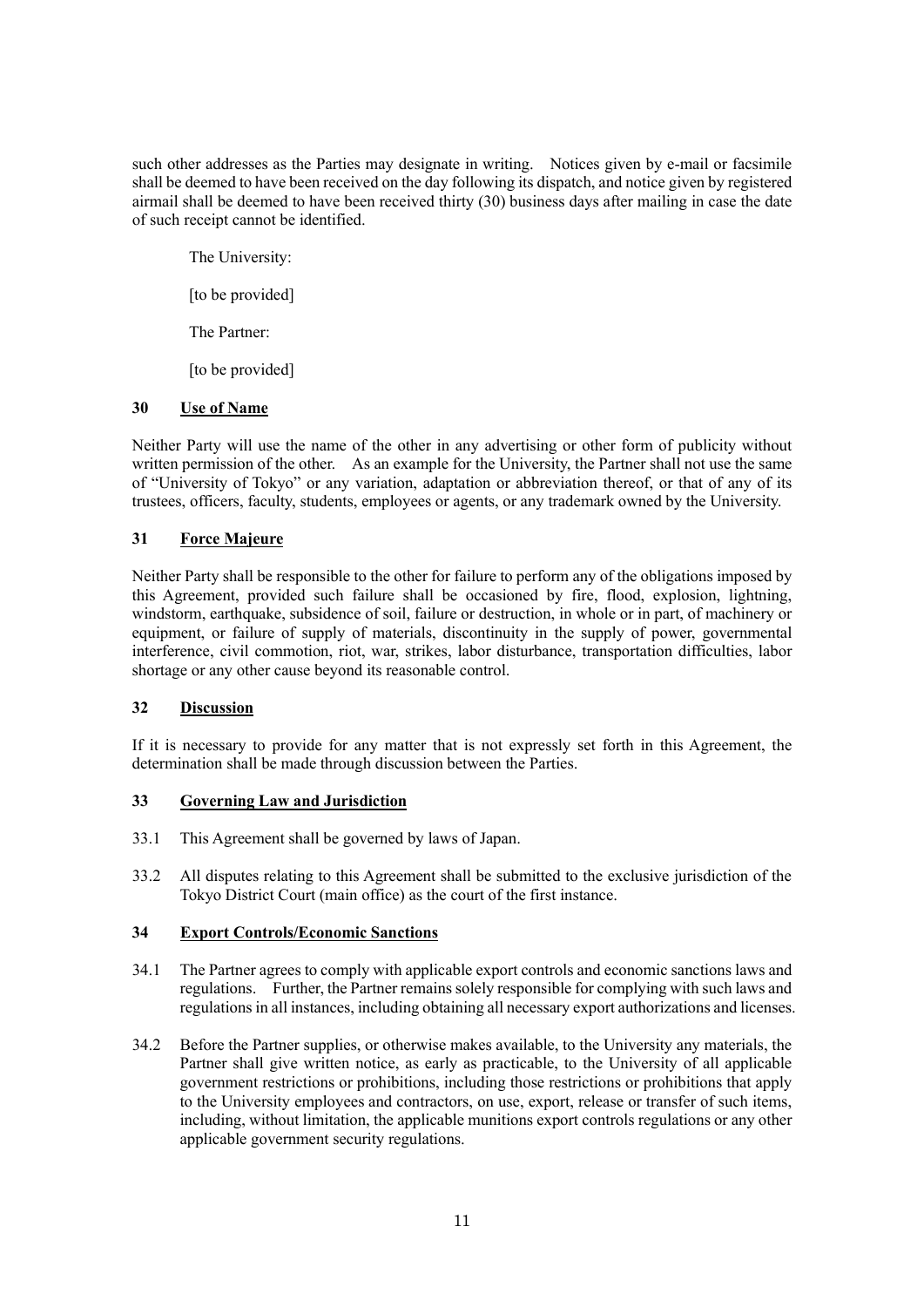such other addresses as the Parties may designate in writing. Notices given by e-mail or facsimile shall be deemed to have been received on the day following its dispatch, and notice given by registered airmail shall be deemed to have been received thirty (30) business days after mailing in case the date of such receipt cannot be identified.

The University:

[to be provided]

The Partner:

[to be provided]

## 30 Use of Name

Neither Party will use the name of the other in any advertising or other form of publicity without written permission of the other. As an example for the University, the Partner shall not use the same of "University of Tokyo" or any variation, adaptation or abbreviation thereof, or that of any of its trustees, officers, faculty, students, employees or agents, or any trademark owned by the University.

## 31 Force Majeure

Neither Party shall be responsible to the other for failure to perform any of the obligations imposed by this Agreement, provided such failure shall be occasioned by fire, flood, explosion, lightning, windstorm, earthquake, subsidence of soil, failure or destruction, in whole or in part, of machinery or equipment, or failure of supply of materials, discontinuity in the supply of power, governmental interference, civil commotion, riot, war, strikes, labor disturbance, transportation difficulties, labor shortage or any other cause beyond its reasonable control.

## 32 Discussion

If it is necessary to provide for any matter that is not expressly set forth in this Agreement, the determination shall be made through discussion between the Parties.

## 33 Governing Law and Jurisdiction

33.1 This Agreement shall be governed by laws of Japan.

33.2 All disputes relating to this Agreement shall be submitted to the exclusive jurisdiction of the Tokyo District Court (main office) as the court of the first instance.

## 34 Export Controls/Economic Sanctions

34.1 The Partner agrees to comply with applicable export controls and economic sanctions laws and regulations. Further, the Partner remains solely responsible for complying with such laws and regulations in all instances, including obtaining all necessary export authorizations and licenses.

34.2 Before the Partner supplies, or otherwise makes available, to the University any materials, the Partner shall give written notice, as early as practicable, to the University of all applicable government restrictions or prohibitions, including those restrictions or prohibitions that apply to the University employees and contractors, on use, export, release or transfer of such items, including, without limitation, the applicable munitions export controls regulations or any other applicable government security regulations.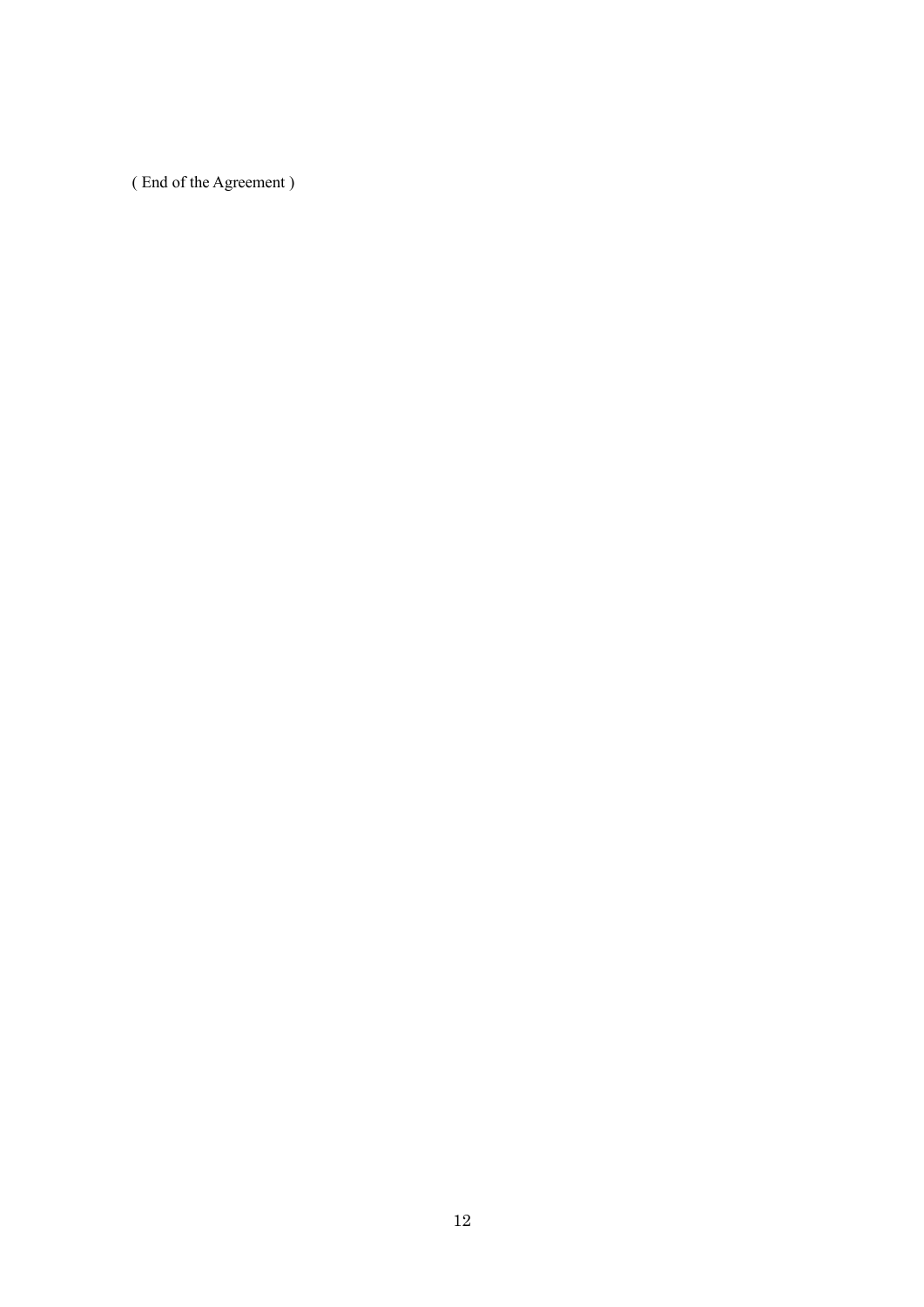( End of the Agreement )